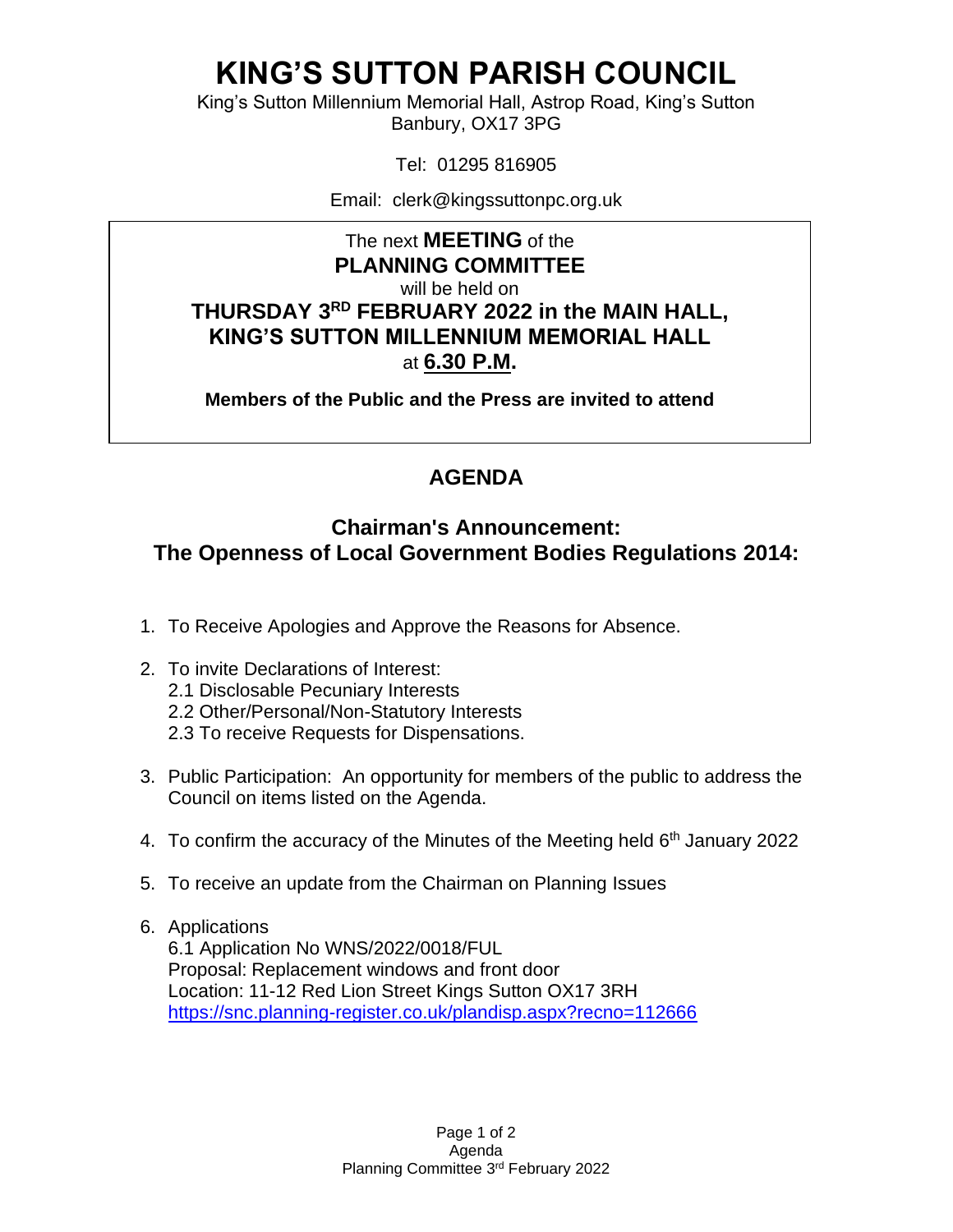# KING'S SUTTON PARISH COUNCIL

King's Sutton Millennium Memorial Hall, Astrop Road, King's Sutton
Banbury, OX17 3PG

Tel: 01295 816905

Email: clerk@kingssuttonpc.org.uk

The next **MEETING** of the
**PLANNING COMMITTEE**
will be held on
**THURSDAY 3RD FEBRUARY 2022 in the MAIN HALL, KING'S SUTTON MILLENNIUM MEMORIAL HALL**
at **6.30 P.M.**

**Members of the Public and the Press are invited to attend**

## AGENDA

### Chairman's Announcement: The Openness of Local Government Bodies Regulations 2014:

1. To Receive Apologies and Approve the Reasons for Absence.
2. To invite Declarations of Interest:
   2.1 Disclosable Pecuniary Interests
   2.2 Other/Personal/Non-Statutory Interests
   2.3 To receive Requests for Dispensations.
3. Public Participation: An opportunity for members of the public to address the Council on items listed on the Agenda.
4. To confirm the accuracy of the Minutes of the Meeting held 6th January 2022
5. To receive an update from the Chairman on Planning Issues
6. Applications
   6.1 Application No WNS/2022/0018/FUL
   Proposal: Replacement windows and front door
   Location: 11-12 Red Lion Street Kings Sutton OX17 3RH
   https://snc.planning-register.co.uk/plandisp.aspx?recno=112666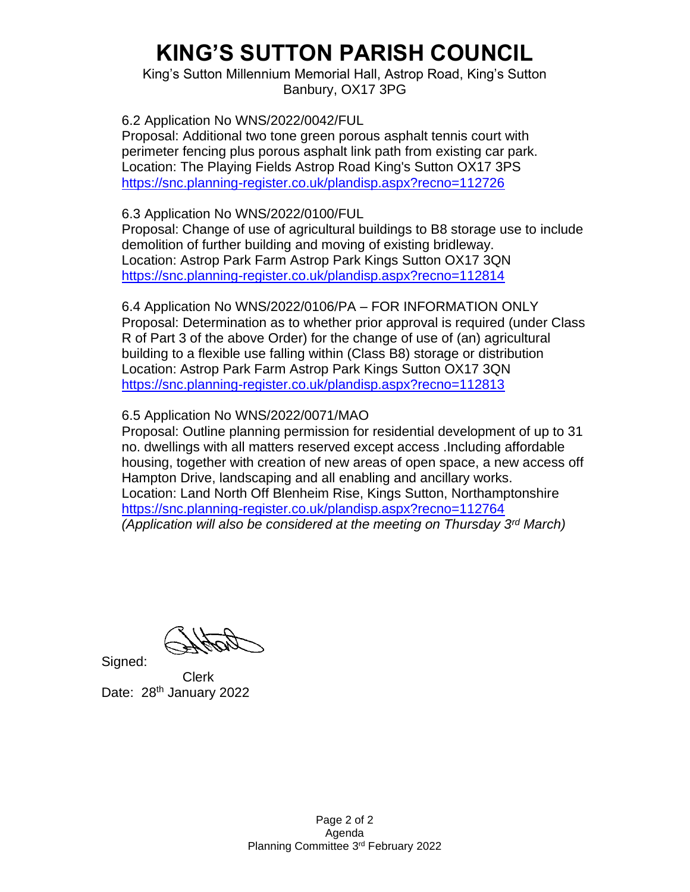# KING'S SUTTON PARISH COUNCIL

King's Sutton Millennium Memorial Hall, Astrop Road, King's Sutton
Banbury, OX17 3PG

6.2 Application No WNS/2022/0042/FUL
Proposal: Additional two tone green porous asphalt tennis court with perimeter fencing plus porous asphalt link path from existing car park.
Location: The Playing Fields Astrop Road King's Sutton OX17 3PS
https://snc.planning-register.co.uk/plandisp.aspx?recno=112726

6.3 Application No WNS/2022/0100/FUL
Proposal: Change of use of agricultural buildings to B8 storage use to include demolition of further building and moving of existing bridleway.
Location: Astrop Park Farm Astrop Park Kings Sutton OX17 3QN
https://snc.planning-register.co.uk/plandisp.aspx?recno=112814

6.4 Application No WNS/2022/0106/PA – FOR INFORMATION ONLY
Proposal: Determination as to whether prior approval is required (under Class R of Part 3 of the above Order) for the change of use of (an) agricultural building to a flexible use falling within (Class B8) storage or distribution
Location: Astrop Park Farm Astrop Park Kings Sutton OX17 3QN
https://snc.planning-register.co.uk/plandisp.aspx?recno=112813

6.5 Application No WNS/2022/0071/MAO
Proposal: Outline planning permission for residential development of up to 31 no. dwellings with all matters reserved except access .Including affordable housing, together with creation of new areas of open space, a new access off Hampton Drive, landscaping and all enabling and ancillary works.
Location: Land North Off Blenheim Rise, Kings Sutton, Northamptonshire
https://snc.planning-register.co.uk/plandisp.aspx?recno=112764
*(Application will also be considered at the meeting on Thursday 3rd March)*

Signed:

Clerk

Date: 28th January 2022

Agenda
Planning Committee 3rd February 2022